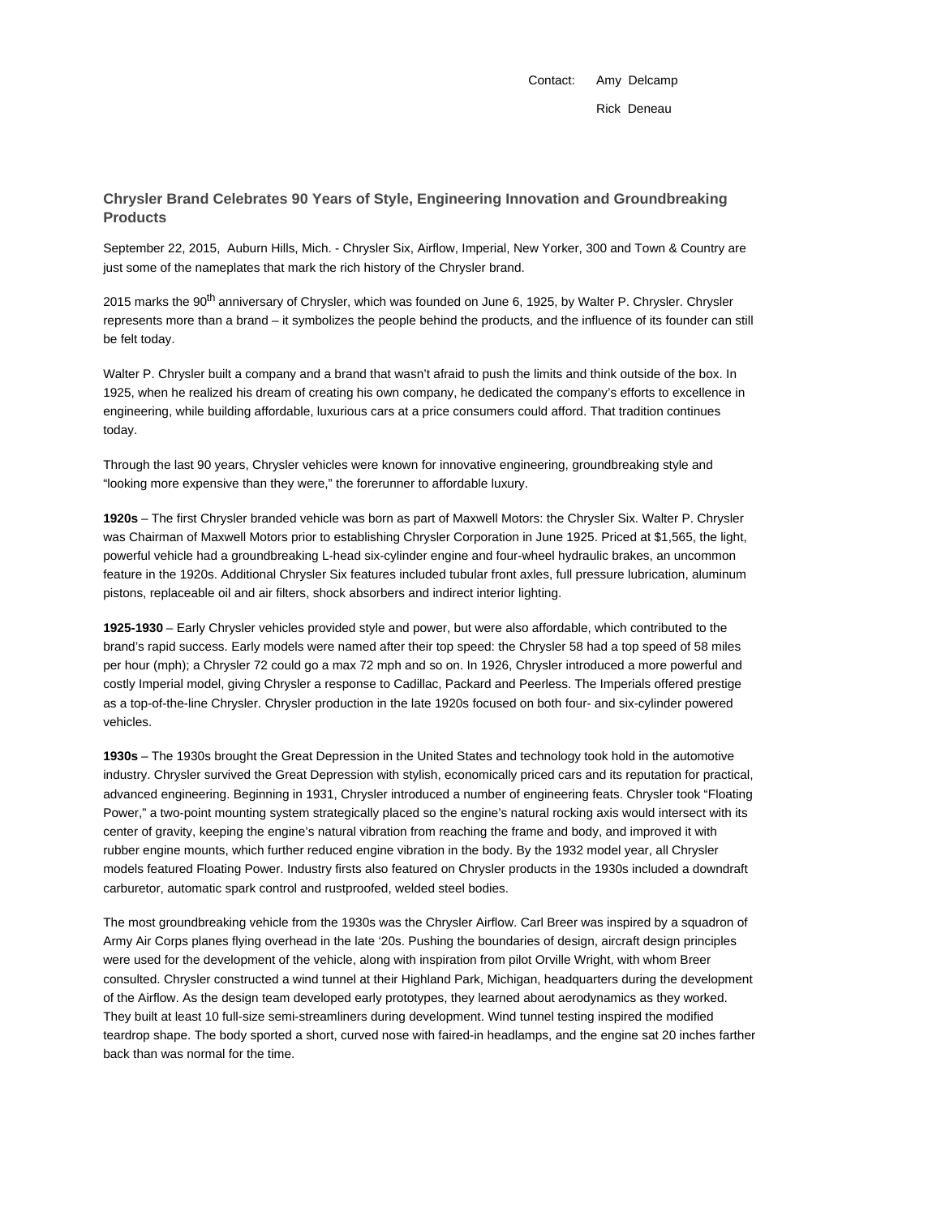Contact: Amy Delcamp

Rick Deneau

## Chrysler Brand Celebrates 90 Years of Style, Engineering Innovation and Groundbreaking Products

September 22, 2015, Auburn Hills, Mich. - Chrysler Six, Airflow, Imperial, New Yorker, 300 and Town & Country are just some of the nameplates that mark the rich history of the Chrysler brand.

2015 marks the 90th anniversary of Chrysler, which was founded on June 6, 1925, by Walter P. Chrysler. Chrysler represents more than a brand – it symbolizes the people behind the products, and the influence of its founder can still be felt today.

Walter P. Chrysler built a company and a brand that wasn't afraid to push the limits and think outside of the box. In 1925, when he realized his dream of creating his own company, he dedicated the company's efforts to excellence in engineering, while building affordable, luxurious cars at a price consumers could afford. That tradition continues today.

Through the last 90 years, Chrysler vehicles were known for innovative engineering, groundbreaking style and "looking more expensive than they were," the forerunner to affordable luxury.

**1920s** – The first Chrysler branded vehicle was born as part of Maxwell Motors: the Chrysler Six. Walter P. Chrysler was Chairman of Maxwell Motors prior to establishing Chrysler Corporation in June 1925. Priced at $1,565, the light, powerful vehicle had a groundbreaking L-head six-cylinder engine and four-wheel hydraulic brakes, an uncommon feature in the 1920s. Additional Chrysler Six features included tubular front axles, full pressure lubrication, aluminum pistons, replaceable oil and air filters, shock absorbers and indirect interior lighting.

**1925-1930** – Early Chrysler vehicles provided style and power, but were also affordable, which contributed to the brand's rapid success. Early models were named after their top speed: the Chrysler 58 had a top speed of 58 miles per hour (mph); a Chrysler 72 could go a max 72 mph and so on. In 1926, Chrysler introduced a more powerful and costly Imperial model, giving Chrysler a response to Cadillac, Packard and Peerless. The Imperials offered prestige as a top-of-the-line Chrysler. Chrysler production in the late 1920s focused on both four- and six-cylinder powered vehicles.

**1930s** – The 1930s brought the Great Depression in the United States and technology took hold in the automotive industry. Chrysler survived the Great Depression with stylish, economically priced cars and its reputation for practical, advanced engineering. Beginning in 1931, Chrysler introduced a number of engineering feats. Chrysler took "Floating Power," a two-point mounting system strategically placed so the engine's natural rocking axis would intersect with its center of gravity, keeping the engine's natural vibration from reaching the frame and body, and improved it with rubber engine mounts, which further reduced engine vibration in the body. By the 1932 model year, all Chrysler models featured Floating Power. Industry firsts also featured on Chrysler products in the 1930s included a downdraft carburetor, automatic spark control and rustproofed, welded steel bodies.

The most groundbreaking vehicle from the 1930s was the Chrysler Airflow. Carl Breer was inspired by a squadron of Army Air Corps planes flying overhead in the late '20s. Pushing the boundaries of design, aircraft design principles were used for the development of the vehicle, along with inspiration from pilot Orville Wright, with whom Breer consulted. Chrysler constructed a wind tunnel at their Highland Park, Michigan, headquarters during the development of the Airflow. As the design team developed early prototypes, they learned about aerodynamics as they worked. They built at least 10 full-size semi-streamliners during development. Wind tunnel testing inspired the modified teardrop shape. The body sported a short, curved nose with faired-in headlamps, and the engine sat 20 inches farther back than was normal for the time.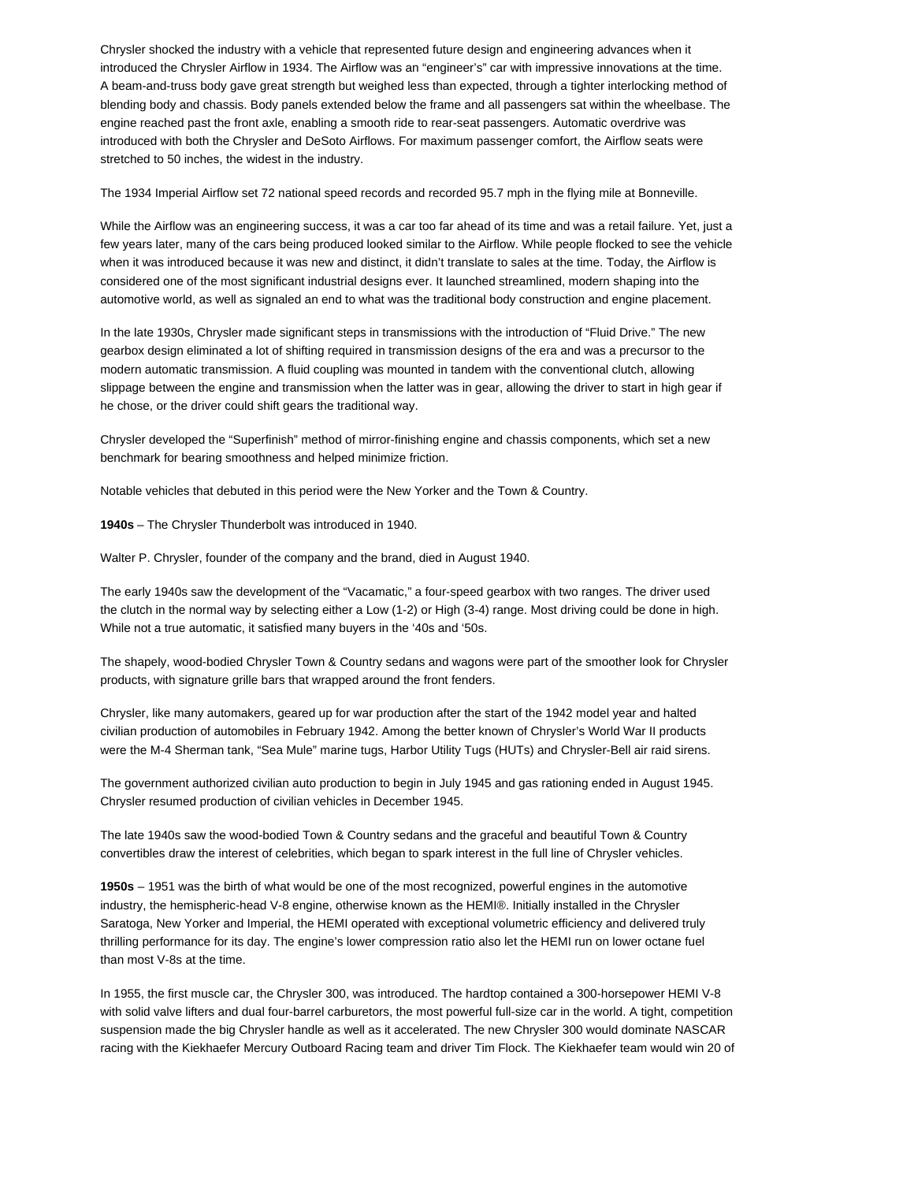Chrysler shocked the industry with a vehicle that represented future design and engineering advances when it introduced the Chrysler Airflow in 1934. The Airflow was an "engineer's" car with impressive innovations at the time. A beam-and-truss body gave great strength but weighed less than expected, through a tighter interlocking method of blending body and chassis. Body panels extended below the frame and all passengers sat within the wheelbase. The engine reached past the front axle, enabling a smooth ride to rear-seat passengers. Automatic overdrive was introduced with both the Chrysler and DeSoto Airflows. For maximum passenger comfort, the Airflow seats were stretched to 50 inches, the widest in the industry.

The 1934 Imperial Airflow set 72 national speed records and recorded 95.7 mph in the flying mile at Bonneville.

While the Airflow was an engineering success, it was a car too far ahead of its time and was a retail failure. Yet, just a few years later, many of the cars being produced looked similar to the Airflow. While people flocked to see the vehicle when it was introduced because it was new and distinct, it didn't translate to sales at the time. Today, the Airflow is considered one of the most significant industrial designs ever. It launched streamlined, modern shaping into the automotive world, as well as signaled an end to what was the traditional body construction and engine placement.

In the late 1930s, Chrysler made significant steps in transmissions with the introduction of "Fluid Drive." The new gearbox design eliminated a lot of shifting required in transmission designs of the era and was a precursor to the modern automatic transmission. A fluid coupling was mounted in tandem with the conventional clutch, allowing slippage between the engine and transmission when the latter was in gear, allowing the driver to start in high gear if he chose, or the driver could shift gears the traditional way.

Chrysler developed the "Superfinish" method of mirror-finishing engine and chassis components, which set a new benchmark for bearing smoothness and helped minimize friction.

Notable vehicles that debuted in this period were the New Yorker and the Town & Country.

**1940s** – The Chrysler Thunderbolt was introduced in 1940.

Walter P. Chrysler, founder of the company and the brand, died in August 1940.

The early 1940s saw the development of the "Vacamatic," a four-speed gearbox with two ranges. The driver used the clutch in the normal way by selecting either a Low (1-2) or High (3-4) range. Most driving could be done in high. While not a true automatic, it satisfied many buyers in the '40s and '50s.

The shapely, wood-bodied Chrysler Town & Country sedans and wagons were part of the smoother look for Chrysler products, with signature grille bars that wrapped around the front fenders.

Chrysler, like many automakers, geared up for war production after the start of the 1942 model year and halted civilian production of automobiles in February 1942. Among the better known of Chrysler's World War II products were the M-4 Sherman tank, "Sea Mule" marine tugs, Harbor Utility Tugs (HUTs) and Chrysler-Bell air raid sirens.

The government authorized civilian auto production to begin in July 1945 and gas rationing ended in August 1945. Chrysler resumed production of civilian vehicles in December 1945.

The late 1940s saw the wood-bodied Town & Country sedans and the graceful and beautiful Town & Country convertibles draw the interest of celebrities, which began to spark interest in the full line of Chrysler vehicles.

**1950s** – 1951 was the birth of what would be one of the most recognized, powerful engines in the automotive industry, the hemispheric-head V-8 engine, otherwise known as the HEMI®. Initially installed in the Chrysler Saratoga, New Yorker and Imperial, the HEMI operated with exceptional volumetric efficiency and delivered truly thrilling performance for its day. The engine's lower compression ratio also let the HEMI run on lower octane fuel than most V-8s at the time.

In 1955, the first muscle car, the Chrysler 300, was introduced. The hardtop contained a 300-horsepower HEMI V-8 with solid valve lifters and dual four-barrel carburetors, the most powerful full-size car in the world. A tight, competition suspension made the big Chrysler handle as well as it accelerated. The new Chrysler 300 would dominate NASCAR racing with the Kiekhaefer Mercury Outboard Racing team and driver Tim Flock. The Kiekhaefer team would win 20 of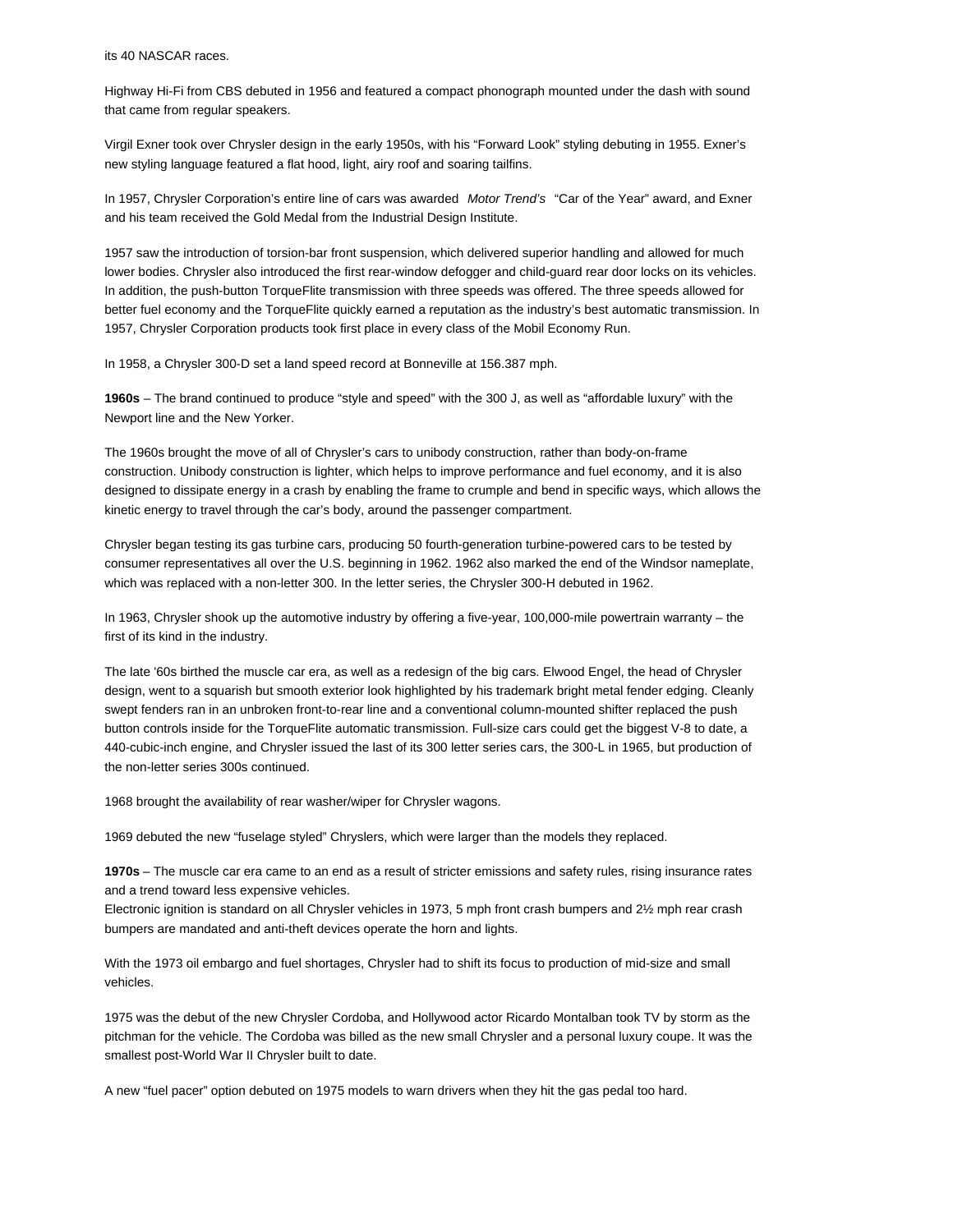its 40 NASCAR races.

Highway Hi-Fi from CBS debuted in 1956 and featured a compact phonograph mounted under the dash with sound that came from regular speakers.

Virgil Exner took over Chrysler design in the early 1950s, with his "Forward Look" styling debuting in 1955. Exner's new styling language featured a flat hood, light, airy roof and soaring tailfins.

In 1957, Chrysler Corporation's entire line of cars was awarded *Motor Trend's* "Car of the Year" award, and Exner and his team received the Gold Medal from the Industrial Design Institute.

1957 saw the introduction of torsion-bar front suspension, which delivered superior handling and allowed for much lower bodies. Chrysler also introduced the first rear-window defogger and child-guard rear door locks on its vehicles. In addition, the push-button TorqueFlite transmission with three speeds was offered. The three speeds allowed for better fuel economy and the TorqueFlite quickly earned a reputation as the industry's best automatic transmission. In 1957, Chrysler Corporation products took first place in every class of the Mobil Economy Run.

In 1958, a Chrysler 300-D set a land speed record at Bonneville at 156.387 mph.

**1960s** – The brand continued to produce "style and speed" with the 300 J, as well as "affordable luxury" with the Newport line and the New Yorker.

The 1960s brought the move of all of Chrysler's cars to unibody construction, rather than body-on-frame construction. Unibody construction is lighter, which helps to improve performance and fuel economy, and it is also designed to dissipate energy in a crash by enabling the frame to crumple and bend in specific ways, which allows the kinetic energy to travel through the car's body, around the passenger compartment.

Chrysler began testing its gas turbine cars, producing 50 fourth-generation turbine-powered cars to be tested by consumer representatives all over the U.S. beginning in 1962. 1962 also marked the end of the Windsor nameplate, which was replaced with a non-letter 300. In the letter series, the Chrysler 300-H debuted in 1962.

In 1963, Chrysler shook up the automotive industry by offering a five-year, 100,000-mile powertrain warranty – the first of its kind in the industry.

The late '60s birthed the muscle car era, as well as a redesign of the big cars. Elwood Engel, the head of Chrysler design, went to a squarish but smooth exterior look highlighted by his trademark bright metal fender edging. Cleanly swept fenders ran in an unbroken front-to-rear line and a conventional column-mounted shifter replaced the push button controls inside for the TorqueFlite automatic transmission. Full-size cars could get the biggest V-8 to date, a 440-cubic-inch engine, and Chrysler issued the last of its 300 letter series cars, the 300-L in 1965, but production of the non-letter series 300s continued.

1968 brought the availability of rear washer/wiper for Chrysler wagons.

1969 debuted the new "fuselage styled" Chryslers, which were larger than the models they replaced.

**1970s** – The muscle car era came to an end as a result of stricter emissions and safety rules, rising insurance rates and a trend toward less expensive vehicles.
Electronic ignition is standard on all Chrysler vehicles in 1973, 5 mph front crash bumpers and 2½ mph rear crash bumpers are mandated and anti-theft devices operate the horn and lights.

With the 1973 oil embargo and fuel shortages, Chrysler had to shift its focus to production of mid-size and small vehicles.

1975 was the debut of the new Chrysler Cordoba, and Hollywood actor Ricardo Montalban took TV by storm as the pitchman for the vehicle. The Cordoba was billed as the new small Chrysler and a personal luxury coupe. It was the smallest post-World War II Chrysler built to date.

A new "fuel pacer" option debuted on 1975 models to warn drivers when they hit the gas pedal too hard.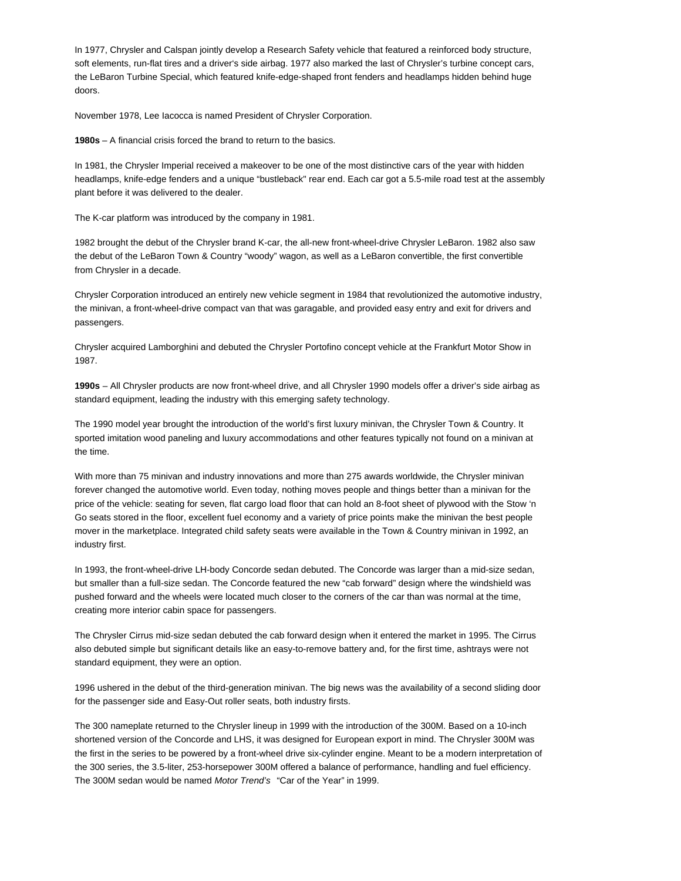In 1977, Chrysler and Calspan jointly develop a Research Safety vehicle that featured a reinforced body structure, soft elements, run-flat tires and a driver's side airbag. 1977 also marked the last of Chrysler's turbine concept cars, the LeBaron Turbine Special, which featured knife-edge-shaped front fenders and headlamps hidden behind huge doors.

November 1978, Lee Iacocca is named President of Chrysler Corporation.

**1980s** – A financial crisis forced the brand to return to the basics.

In 1981, the Chrysler Imperial received a makeover to be one of the most distinctive cars of the year with hidden headlamps, knife-edge fenders and a unique "bustleback" rear end. Each car got a 5.5-mile road test at the assembly plant before it was delivered to the dealer.

The K-car platform was introduced by the company in 1981.

1982 brought the debut of the Chrysler brand K-car, the all-new front-wheel-drive Chrysler LeBaron. 1982 also saw the debut of the LeBaron Town & Country "woody" wagon, as well as a LeBaron convertible, the first convertible from Chrysler in a decade.

Chrysler Corporation introduced an entirely new vehicle segment in 1984 that revolutionized the automotive industry, the minivan, a front-wheel-drive compact van that was garagable, and provided easy entry and exit for drivers and passengers.

Chrysler acquired Lamborghini and debuted the Chrysler Portofino concept vehicle at the Frankfurt Motor Show in 1987.

**1990s** – All Chrysler products are now front-wheel drive, and all Chrysler 1990 models offer a driver's side airbag as standard equipment, leading the industry with this emerging safety technology.

The 1990 model year brought the introduction of the world's first luxury minivan, the Chrysler Town & Country. It sported imitation wood paneling and luxury accommodations and other features typically not found on a minivan at the time.

With more than 75 minivan and industry innovations and more than 275 awards worldwide, the Chrysler minivan forever changed the automotive world. Even today, nothing moves people and things better than a minivan for the price of the vehicle: seating for seven, flat cargo load floor that can hold an 8-foot sheet of plywood with the Stow 'n Go seats stored in the floor, excellent fuel economy and a variety of price points make the minivan the best people mover in the marketplace. Integrated child safety seats were available in the Town & Country minivan in 1992, an industry first.

In 1993, the front-wheel-drive LH-body Concorde sedan debuted. The Concorde was larger than a mid-size sedan, but smaller than a full-size sedan. The Concorde featured the new "cab forward" design where the windshield was pushed forward and the wheels were located much closer to the corners of the car than was normal at the time, creating more interior cabin space for passengers.

The Chrysler Cirrus mid-size sedan debuted the cab forward design when it entered the market in 1995. The Cirrus also debuted simple but significant details like an easy-to-remove battery and, for the first time, ashtrays were not standard equipment, they were an option.

1996 ushered in the debut of the third-generation minivan. The big news was the availability of a second sliding door for the passenger side and Easy-Out roller seats, both industry firsts.

The 300 nameplate returned to the Chrysler lineup in 1999 with the introduction of the 300M. Based on a 10-inch shortened version of the Concorde and LHS, it was designed for European export in mind. The Chrysler 300M was the first in the series to be powered by a front-wheel drive six-cylinder engine. Meant to be a modern interpretation of the 300 series, the 3.5-liter, 253-horsepower 300M offered a balance of performance, handling and fuel efficiency. The 300M sedan would be named *Motor Trend's* "Car of the Year" in 1999.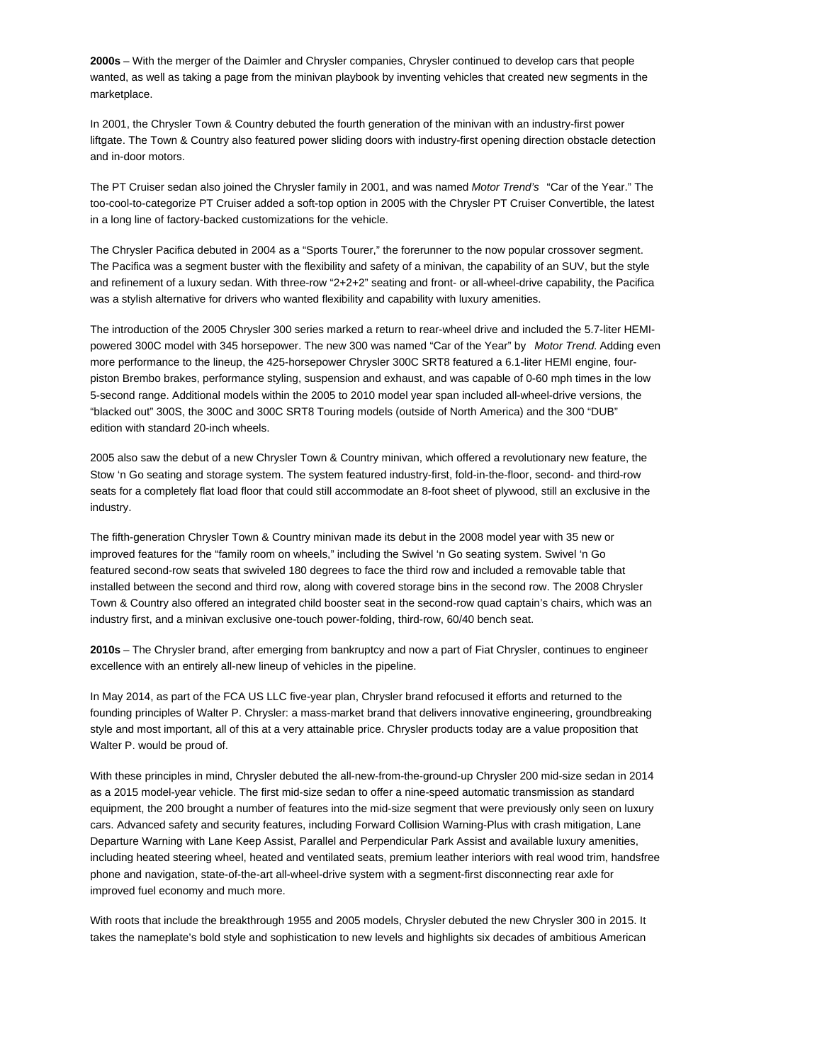**2000s** – With the merger of the Daimler and Chrysler companies, Chrysler continued to develop cars that people wanted, as well as taking a page from the minivan playbook by inventing vehicles that created new segments in the marketplace.

In 2001, the Chrysler Town & Country debuted the fourth generation of the minivan with an industry-first power liftgate. The Town & Country also featured power sliding doors with industry-first opening direction obstacle detection and in-door motors.

The PT Cruiser sedan also joined the Chrysler family in 2001, and was named *Motor Trend's* "Car of the Year." The too-cool-to-categorize PT Cruiser added a soft-top option in 2005 with the Chrysler PT Cruiser Convertible, the latest in a long line of factory-backed customizations for the vehicle.

The Chrysler Pacifica debuted in 2004 as a "Sports Tourer," the forerunner to the now popular crossover segment. The Pacifica was a segment buster with the flexibility and safety of a minivan, the capability of an SUV, but the style and refinement of a luxury sedan. With three-row "2+2+2" seating and front- or all-wheel-drive capability, the Pacifica was a stylish alternative for drivers who wanted flexibility and capability with luxury amenities.

The introduction of the 2005 Chrysler 300 series marked a return to rear-wheel drive and included the 5.7-liter HEMI-powered 300C model with 345 horsepower. The new 300 was named "Car of the Year" by *Motor Trend.* Adding even more performance to the lineup, the 425-horsepower Chrysler 300C SRT8 featured a 6.1-liter HEMI engine, four-piston Brembo brakes, performance styling, suspension and exhaust, and was capable of 0-60 mph times in the low 5-second range. Additional models within the 2005 to 2010 model year span included all-wheel-drive versions, the "blacked out" 300S, the 300C and 300C SRT8 Touring models (outside of North America) and the 300 "DUB" edition with standard 20-inch wheels.

2005 also saw the debut of a new Chrysler Town & Country minivan, which offered a revolutionary new feature, the Stow 'n Go seating and storage system. The system featured industry-first, fold-in-the-floor, second- and third-row seats for a completely flat load floor that could still accommodate an 8-foot sheet of plywood, still an exclusive in the industry.

The fifth-generation Chrysler Town & Country minivan made its debut in the 2008 model year with 35 new or improved features for the "family room on wheels," including the Swivel 'n Go seating system. Swivel 'n Go featured second-row seats that swiveled 180 degrees to face the third row and included a removable table that installed between the second and third row, along with covered storage bins in the second row. The 2008 Chrysler Town & Country also offered an integrated child booster seat in the second-row quad captain's chairs, which was an industry first, and a minivan exclusive one-touch power-folding, third-row, 60/40 bench seat.

**2010s** – The Chrysler brand, after emerging from bankruptcy and now a part of Fiat Chrysler, continues to engineer excellence with an entirely all-new lineup of vehicles in the pipeline.

In May 2014, as part of the FCA US LLC five-year plan, Chrysler brand refocused it efforts and returned to the founding principles of Walter P. Chrysler: a mass-market brand that delivers innovative engineering, groundbreaking style and most important, all of this at a very attainable price. Chrysler products today are a value proposition that Walter P. would be proud of.

With these principles in mind, Chrysler debuted the all-new-from-the-ground-up Chrysler 200 mid-size sedan in 2014 as a 2015 model-year vehicle. The first mid-size sedan to offer a nine-speed automatic transmission as standard equipment, the 200 brought a number of features into the mid-size segment that were previously only seen on luxury cars. Advanced safety and security features, including Forward Collision Warning-Plus with crash mitigation, Lane Departure Warning with Lane Keep Assist, Parallel and Perpendicular Park Assist and available luxury amenities, including heated steering wheel, heated and ventilated seats, premium leather interiors with real wood trim, handsfree phone and navigation, state-of-the-art all-wheel-drive system with a segment-first disconnecting rear axle for improved fuel economy and much more.

With roots that include the breakthrough 1955 and 2005 models, Chrysler debuted the new Chrysler 300 in 2015. It takes the nameplate's bold style and sophistication to new levels and highlights six decades of ambitious American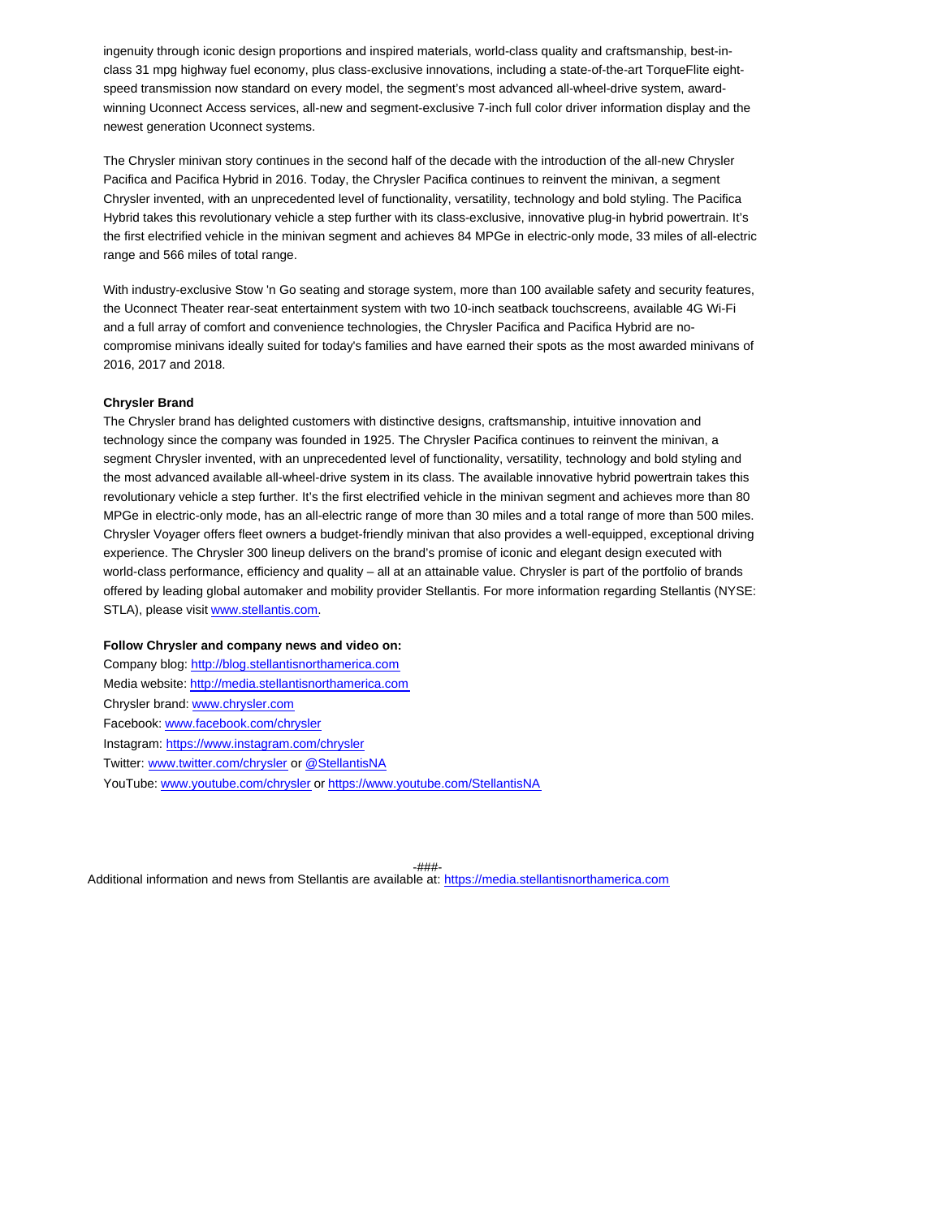ingenuity through iconic design proportions and inspired materials, world-class quality and craftsmanship, best-in-class 31 mpg highway fuel economy, plus class-exclusive innovations, including a state-of-the-art TorqueFlite eight-speed transmission now standard on every model, the segment's most advanced all-wheel-drive system, award-winning Uconnect Access services, all-new and segment-exclusive 7-inch full color driver information display and the newest generation Uconnect systems.

The Chrysler minivan story continues in the second half of the decade with the introduction of the all-new Chrysler Pacifica and Pacifica Hybrid in 2016. Today, the Chrysler Pacifica continues to reinvent the minivan, a segment Chrysler invented, with an unprecedented level of functionality, versatility, technology and bold styling. The Pacifica Hybrid takes this revolutionary vehicle a step further with its class-exclusive, innovative plug-in hybrid powertrain. It's the first electrified vehicle in the minivan segment and achieves 84 MPGe in electric-only mode, 33 miles of all-electric range and 566 miles of total range.

With industry-exclusive Stow 'n Go seating and storage system, more than 100 available safety and security features, the Uconnect Theater rear-seat entertainment system with two 10-inch seatback touchscreens, available 4G Wi-Fi and a full array of comfort and convenience technologies, the Chrysler Pacifica and Pacifica Hybrid are no-compromise minivans ideally suited for today's families and have earned their spots as the most awarded minivans of 2016, 2017 and 2018.

**Chrysler Brand**

The Chrysler brand has delighted customers with distinctive designs, craftsmanship, intuitive innovation and technology since the company was founded in 1925. The Chrysler Pacifica continues to reinvent the minivan, a segment Chrysler invented, with an unprecedented level of functionality, versatility, technology and bold styling and the most advanced available all-wheel-drive system in its class. The available innovative hybrid powertrain takes this revolutionary vehicle a step further. It's the first electrified vehicle in the minivan segment and achieves more than 80 MPGe in electric-only mode, has an all-electric range of more than 30 miles and a total range of more than 500 miles. Chrysler Voyager offers fleet owners a budget-friendly minivan that also provides a well-equipped, exceptional driving experience. The Chrysler 300 lineup delivers on the brand's promise of iconic and elegant design executed with world-class performance, efficiency and quality – all at an attainable value. Chrysler is part of the portfolio of brands offered by leading global automaker and mobility provider Stellantis. For more information regarding Stellantis (NYSE: STLA), please visit www.stellantis.com.

**Follow Chrysler and company news and video on:**

Company blog: http://blog.stellantisnorthamerica.com
Media website: http://media.stellantisnorthamerica.com
Chrysler brand: www.chrysler.com
Facebook: www.facebook.com/chrysler
Instagram: https://www.instagram.com/chrysler
Twitter: www.twitter.com/chrysler or @StellantisNA
YouTube: www.youtube.com/chrysler or https://www.youtube.com/StellantisNA

-###-

Additional information and news from Stellantis are available at: https://media.stellantisnorthamerica.com